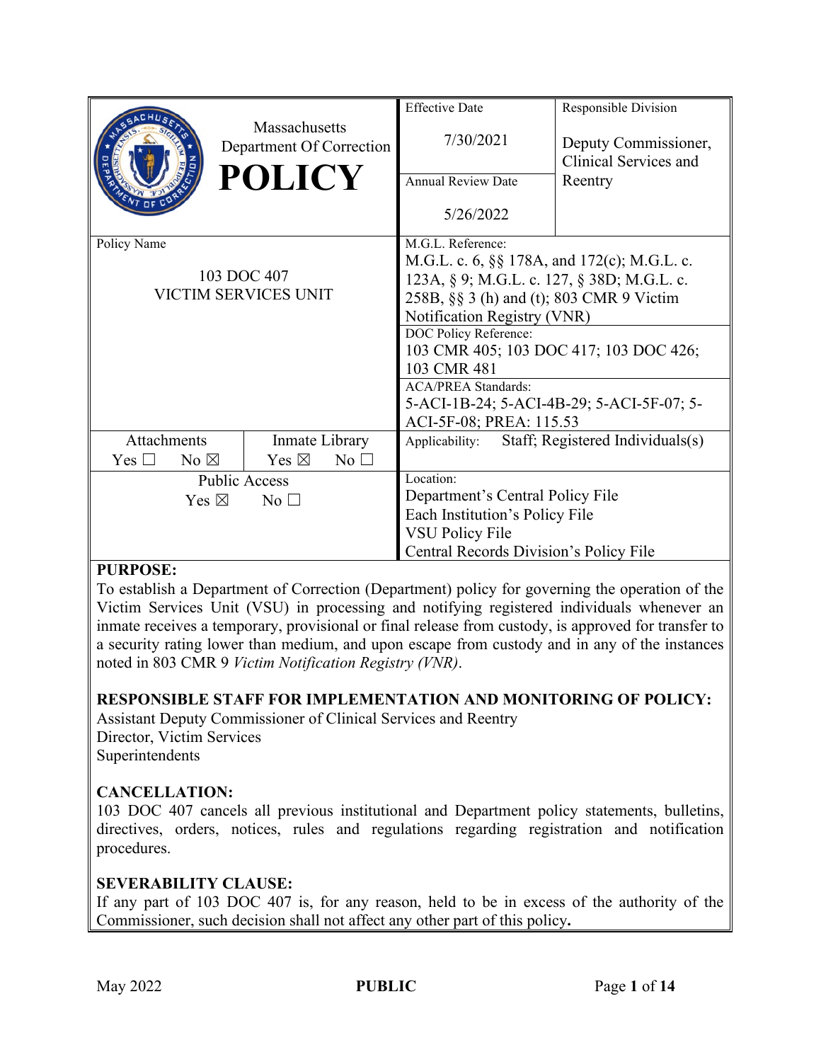| Massachusetts Department Of Correction **POLICY** | | Effective Date 7/30/2021 | Responsible Division Deputy Commissioner, Clinical Services and Reentry |
|---|---|---|---|
| | | Annual Review Date 5/26/2022 | |
| Policy Name 103 DOC 407 VICTIM SERVICES UNIT | | M.G.L. Reference: M.G.L. c. 6, §§ 178A, and 172(c); M.G.L. c. 123A, § 9; M.G.L. c. 127, § 38D; M.G.L. c. 258B, §§ 3 (h) and (t); 803 CMR 9 Victim Notification Registry (VNR) | |
| | | DOC Policy Reference: 103 CMR 405; 103 DOC 417; 103 DOC 426; 103 CMR 481 | |
| | | ACA/PREA Standards: 5-ACI-1B-24; 5-ACI-4B-29; 5-ACI-5F-07; 5-ACI-5F-08; PREA: 115.53 | |
| Attachments Yes ☐ No ☒ | Inmate Library Yes ☒ No ☐ | Applicability: Staff; Registered Individuals(s) | |
| Public Access Yes ☒ No ☐ | | Location: Department's Central Policy File; Each Institution's Policy File; VSU Policy File; Central Records Division's Policy File | |

**PURPOSE:**

To establish a Department of Correction (Department) policy for governing the operation of the Victim Services Unit (VSU) in processing and notifying registered individuals whenever an inmate receives a temporary, provisional or final release from custody, is approved for transfer to a security rating lower than medium, and upon escape from custody and in any of the instances noted in 803 CMR 9 *Victim Notification Registry (VNR)*.

**RESPONSIBLE STAFF FOR IMPLEMENTATION AND MONITORING OF POLICY:**

Assistant Deputy Commissioner of Clinical Services and Reentry
Director, Victim Services
Superintendents

**CANCELLATION:**

103 DOC 407 cancels all previous institutional and Department policy statements, bulletins, directives, orders, notices, rules and regulations regarding registration and notification procedures.

**SEVERABILITY CLAUSE:**

If any part of 103 DOC 407 is, for any reason, held to be in excess of the authority of the Commissioner, such decision shall not affect any other part of this policy**.**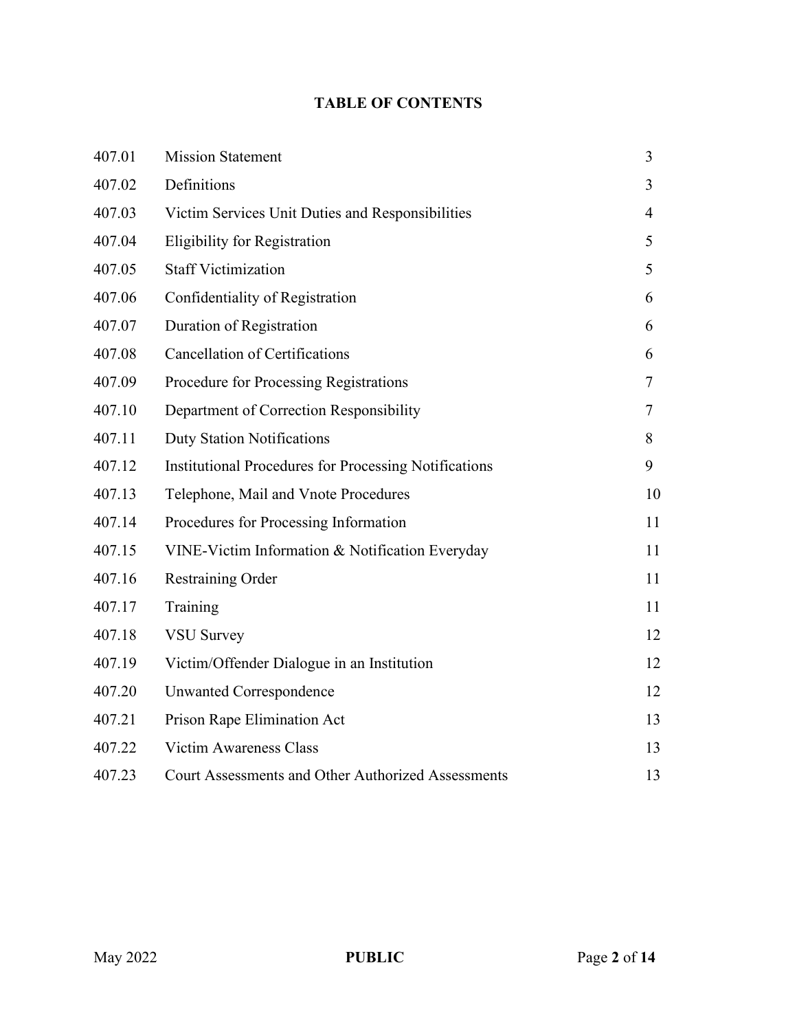# TABLE OF CONTENTS

| | | |
|---|---|---|
| 407.01 | Mission Statement | 3 |
| 407.02 | Definitions | 3 |
| 407.03 | Victim Services Unit Duties and Responsibilities | 4 |
| 407.04 | Eligibility for Registration | 5 |
| 407.05 | Staff Victimization | 5 |
| 407.06 | Confidentiality of Registration | 6 |
| 407.07 | Duration of Registration | 6 |
| 407.08 | Cancellation of Certifications | 6 |
| 407.09 | Procedure for Processing Registrations | 7 |
| 407.10 | Department of Correction Responsibility | 7 |
| 407.11 | Duty Station Notifications | 8 |
| 407.12 | Institutional Procedures for Processing Notifications | 9 |
| 407.13 | Telephone, Mail and Vnote Procedures | 10 |
| 407.14 | Procedures for Processing Information | 11 |
| 407.15 | VINE-Victim Information & Notification Everyday | 11 |
| 407.16 | Restraining Order | 11 |
| 407.17 | Training | 11 |
| 407.18 | VSU Survey | 12 |
| 407.19 | Victim/Offender Dialogue in an Institution | 12 |
| 407.20 | Unwanted Correspondence | 12 |
| 407.21 | Prison Rape Elimination Act | 13 |
| 407.22 | Victim Awareness Class | 13 |
| 407.23 | Court Assessments and Other Authorized Assessments | 13 |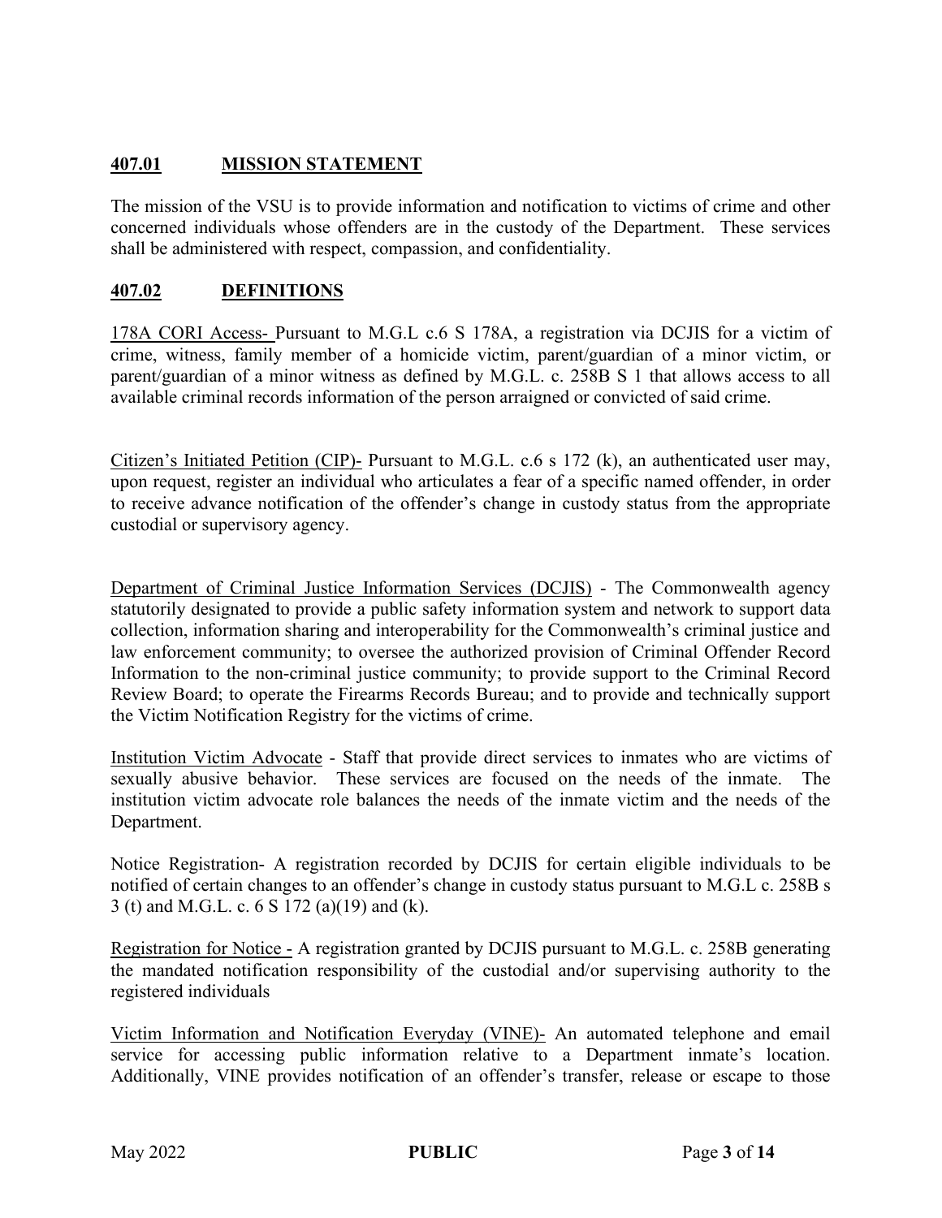## 407.01 MISSION STATEMENT

The mission of the VSU is to provide information and notification to victims of crime and other concerned individuals whose offenders are in the custody of the Department. These services shall be administered with respect, compassion, and confidentiality.

## 407.02 DEFINITIONS

<u>178A CORI Access-</u> Pursuant to M.G.L c.6 S 178A, a registration via DCJIS for a victim of crime, witness, family member of a homicide victim, parent/guardian of a minor victim, or parent/guardian of a minor witness as defined by M.G.L. c. 258B S 1 that allows access to all available criminal records information of the person arraigned or convicted of said crime.

<u>Citizen's Initiated Petition (CIP)-</u> Pursuant to M.G.L. c.6 s 172 (k), an authenticated user may, upon request, register an individual who articulates a fear of a specific named offender, in order to receive advance notification of the offender's change in custody status from the appropriate custodial or supervisory agency.

<u>Department of Criminal Justice Information Services (DCJIS)</u> - The Commonwealth agency statutorily designated to provide a public safety information system and network to support data collection, information sharing and interoperability for the Commonwealth's criminal justice and law enforcement community; to oversee the authorized provision of Criminal Offender Record Information to the non-criminal justice community; to provide support to the Criminal Record Review Board; to operate the Firearms Records Bureau; and to provide and technically support the Victim Notification Registry for the victims of crime.

<u>Institution Victim Advocate</u> - Staff that provide direct services to inmates who are victims of sexually abusive behavior. These services are focused on the needs of the inmate. The institution victim advocate role balances the needs of the inmate victim and the needs of the Department.

Notice Registration- A registration recorded by DCJIS for certain eligible individuals to be notified of certain changes to an offender's change in custody status pursuant to M.G.L c. 258B s 3 (t) and M.G.L. c. 6 S 172 (a)(19) and (k).

<u>Registration for Notice -</u> A registration granted by DCJIS pursuant to M.G.L. c. 258B generating the mandated notification responsibility of the custodial and/or supervising authority to the registered individuals

<u>Victim Information and Notification Everyday (VINE)-</u> An automated telephone and email service for accessing public information relative to a Department inmate's location. Additionally, VINE provides notification of an offender's transfer, release or escape to those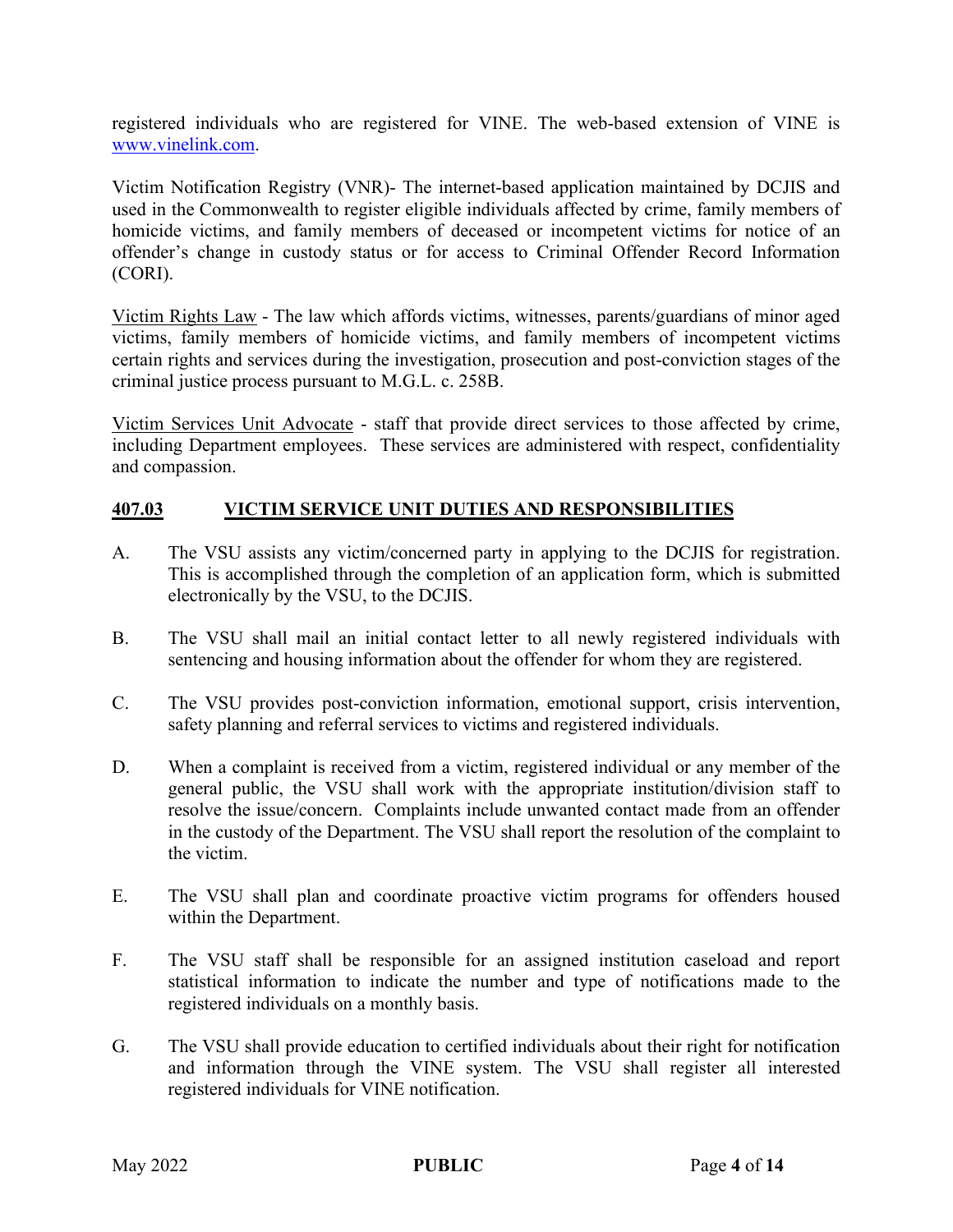registered individuals who are registered for VINE. The web-based extension of VINE is www.vinelink.com.

Victim Notification Registry (VNR)- The internet-based application maintained by DCJIS and used in the Commonwealth to register eligible individuals affected by crime, family members of homicide victims, and family members of deceased or incompetent victims for notice of an offender's change in custody status or for access to Criminal Offender Record Information (CORI).

Victim Rights Law - The law which affords victims, witnesses, parents/guardians of minor aged victims, family members of homicide victims, and family members of incompetent victims certain rights and services during the investigation, prosecution and post-conviction stages of the criminal justice process pursuant to M.G.L. c. 258B.

Victim Services Unit Advocate - staff that provide direct services to those affected by crime, including Department employees. These services are administered with respect, confidentiality and compassion.

## 407.03 VICTIM SERVICE UNIT DUTIES AND RESPONSIBILITIES

A. The VSU assists any victim/concerned party in applying to the DCJIS for registration. This is accomplished through the completion of an application form, which is submitted electronically by the VSU, to the DCJIS.

B. The VSU shall mail an initial contact letter to all newly registered individuals with sentencing and housing information about the offender for whom they are registered.

C. The VSU provides post-conviction information, emotional support, crisis intervention, safety planning and referral services to victims and registered individuals.

D. When a complaint is received from a victim, registered individual or any member of the general public, the VSU shall work with the appropriate institution/division staff to resolve the issue/concern. Complaints include unwanted contact made from an offender in the custody of the Department. The VSU shall report the resolution of the complaint to the victim.

E. The VSU shall plan and coordinate proactive victim programs for offenders housed within the Department.

F. The VSU staff shall be responsible for an assigned institution caseload and report statistical information to indicate the number and type of notifications made to the registered individuals on a monthly basis.

G. The VSU shall provide education to certified individuals about their right for notification and information through the VINE system. The VSU shall register all interested registered individuals for VINE notification.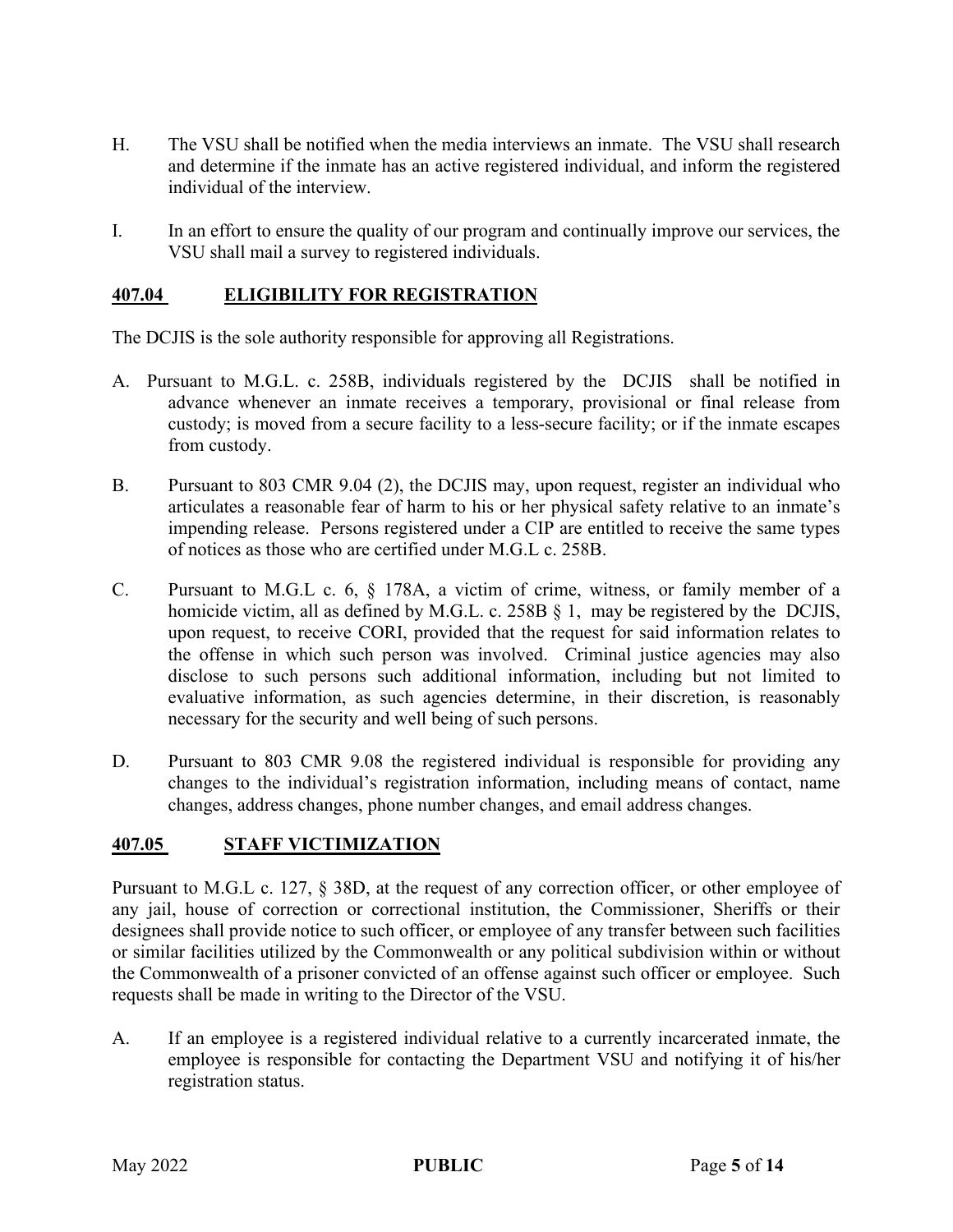H. The VSU shall be notified when the media interviews an inmate. The VSU shall research and determine if the inmate has an active registered individual, and inform the registered individual of the interview.

I. In an effort to ensure the quality of our program and continually improve our services, the VSU shall mail a survey to registered individuals.

## 407.04 ELIGIBILITY FOR REGISTRATION

The DCJIS is the sole authority responsible for approving all Registrations.

A. Pursuant to M.G.L. c. 258B, individuals registered by the DCJIS shall be notified in advance whenever an inmate receives a temporary, provisional or final release from custody; is moved from a secure facility to a less-secure facility; or if the inmate escapes from custody.

B. Pursuant to 803 CMR 9.04 (2), the DCJIS may, upon request, register an individual who articulates a reasonable fear of harm to his or her physical safety relative to an inmate's impending release. Persons registered under a CIP are entitled to receive the same types of notices as those who are certified under M.G.L c. 258B.

C. Pursuant to M.G.L c. 6, § 178A, a victim of crime, witness, or family member of a homicide victim, all as defined by M.G.L. c. 258B § 1, may be registered by the DCJIS, upon request, to receive CORI, provided that the request for said information relates to the offense in which such person was involved. Criminal justice agencies may also disclose to such persons such additional information, including but not limited to evaluative information, as such agencies determine, in their discretion, is reasonably necessary for the security and well being of such persons.

D. Pursuant to 803 CMR 9.08 the registered individual is responsible for providing any changes to the individual's registration information, including means of contact, name changes, address changes, phone number changes, and email address changes.

## 407.05 STAFF VICTIMIZATION

Pursuant to M.G.L c. 127, § 38D, at the request of any correction officer, or other employee of any jail, house of correction or correctional institution, the Commissioner, Sheriffs or their designees shall provide notice to such officer, or employee of any transfer between such facilities or similar facilities utilized by the Commonwealth or any political subdivision within or without the Commonwealth of a prisoner convicted of an offense against such officer or employee. Such requests shall be made in writing to the Director of the VSU.

A. If an employee is a registered individual relative to a currently incarcerated inmate, the employee is responsible for contacting the Department VSU and notifying it of his/her registration status.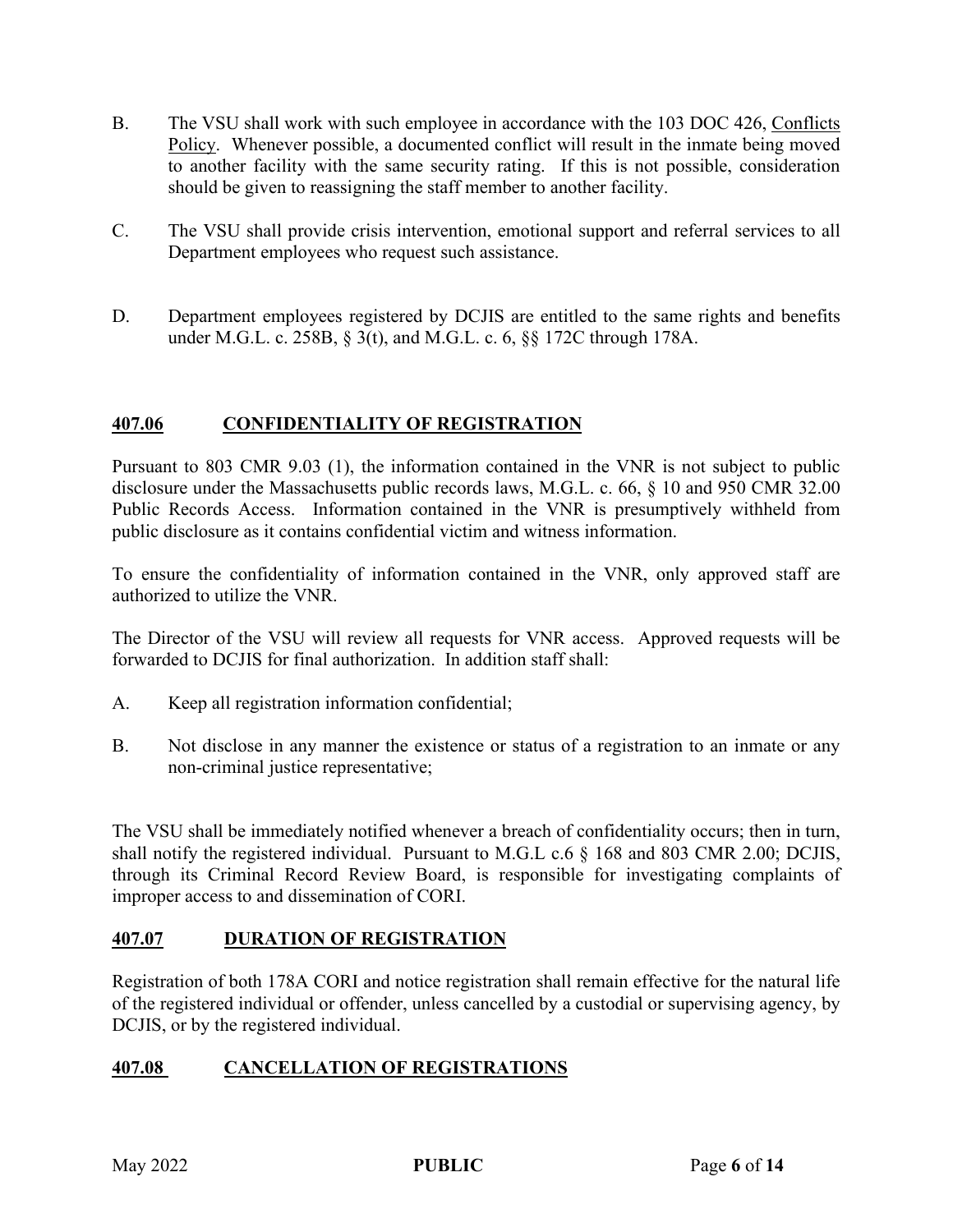B. The VSU shall work with such employee in accordance with the 103 DOC 426, Conflicts Policy. Whenever possible, a documented conflict will result in the inmate being moved to another facility with the same security rating. If this is not possible, consideration should be given to reassigning the staff member to another facility.

C. The VSU shall provide crisis intervention, emotional support and referral services to all Department employees who request such assistance.

D. Department employees registered by DCJIS are entitled to the same rights and benefits under M.G.L. c. 258B, § 3(t), and M.G.L. c. 6, §§ 172C through 178A.

## 407.06 CONFIDENTIALITY OF REGISTRATION

Pursuant to 803 CMR 9.03 (1), the information contained in the VNR is not subject to public disclosure under the Massachusetts public records laws, M.G.L. c. 66, § 10 and 950 CMR 32.00 Public Records Access. Information contained in the VNR is presumptively withheld from public disclosure as it contains confidential victim and witness information.

To ensure the confidentiality of information contained in the VNR, only approved staff are authorized to utilize the VNR.

The Director of the VSU will review all requests for VNR access. Approved requests will be forwarded to DCJIS for final authorization. In addition staff shall:

A. Keep all registration information confidential;

B. Not disclose in any manner the existence or status of a registration to an inmate or any non-criminal justice representative;

The VSU shall be immediately notified whenever a breach of confidentiality occurs; then in turn, shall notify the registered individual. Pursuant to M.G.L c.6 § 168 and 803 CMR 2.00; DCJIS, through its Criminal Record Review Board, is responsible for investigating complaints of improper access to and dissemination of CORI.

## 407.07 DURATION OF REGISTRATION

Registration of both 178A CORI and notice registration shall remain effective for the natural life of the registered individual or offender, unless cancelled by a custodial or supervising agency, by DCJIS, or by the registered individual.

## 407.08 CANCELLATION OF REGISTRATIONS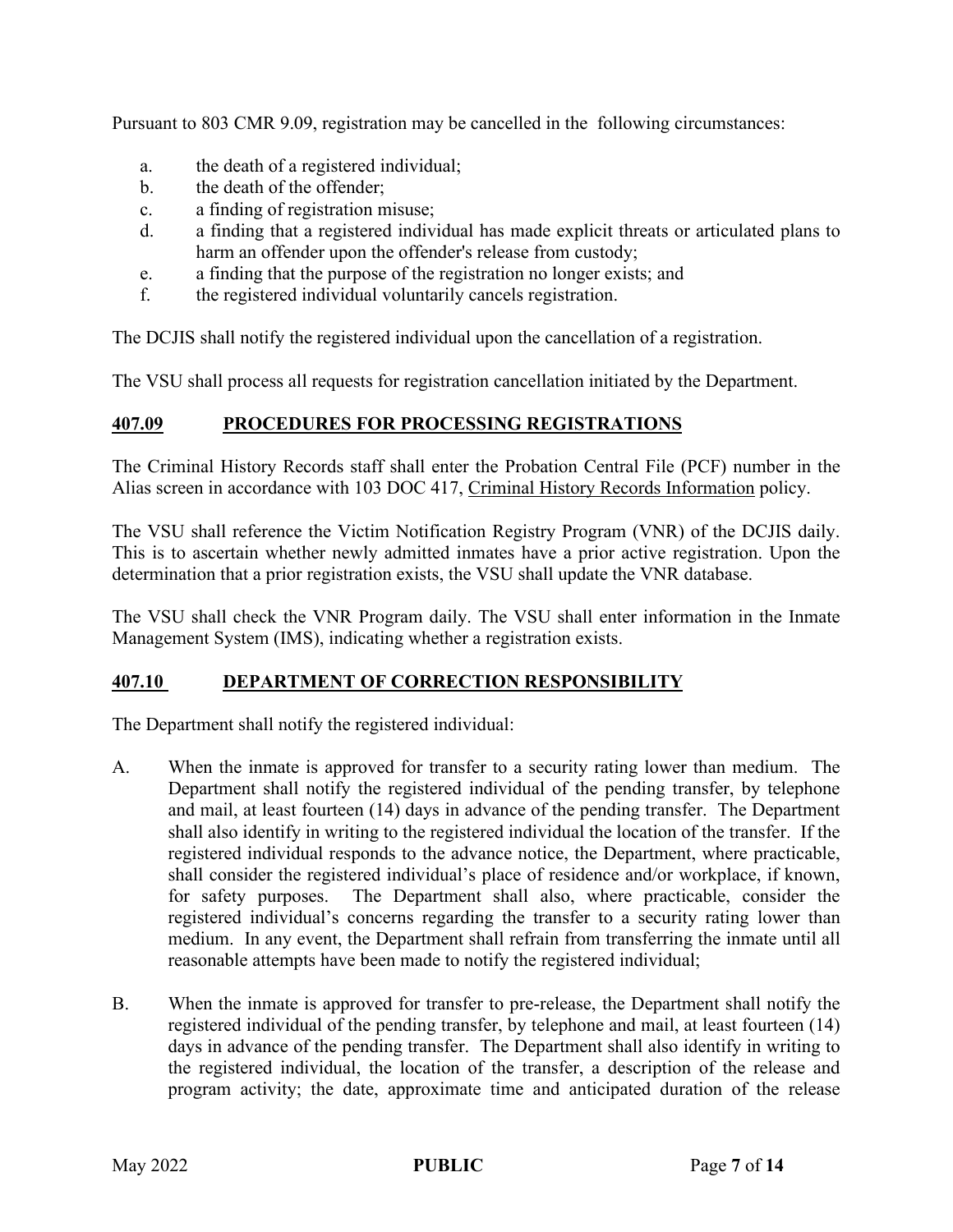Pursuant to 803 CMR 9.09, registration may be cancelled in the following circumstances:

a. the death of a registered individual;
b. the death of the offender;
c. a finding of registration misuse;
d. a finding that a registered individual has made explicit threats or articulated plans to harm an offender upon the offender's release from custody;
e. a finding that the purpose of the registration no longer exists; and
f. the registered individual voluntarily cancels registration.

The DCJIS shall notify the registered individual upon the cancellation of a registration.

The VSU shall process all requests for registration cancellation initiated by the Department.

## 407.09 PROCEDURES FOR PROCESSING REGISTRATIONS

The Criminal History Records staff shall enter the Probation Central File (PCF) number in the Alias screen in accordance with 103 DOC 417, Criminal History Records Information policy.

The VSU shall reference the Victim Notification Registry Program (VNR) of the DCJIS daily. This is to ascertain whether newly admitted inmates have a prior active registration. Upon the determination that a prior registration exists, the VSU shall update the VNR database.

The VSU shall check the VNR Program daily. The VSU shall enter information in the Inmate Management System (IMS), indicating whether a registration exists.

## 407.10 DEPARTMENT OF CORRECTION RESPONSIBILITY

The Department shall notify the registered individual:

A. When the inmate is approved for transfer to a security rating lower than medium. The Department shall notify the registered individual of the pending transfer, by telephone and mail, at least fourteen (14) days in advance of the pending transfer. The Department shall also identify in writing to the registered individual the location of the transfer. If the registered individual responds to the advance notice, the Department, where practicable, shall consider the registered individual's place of residence and/or workplace, if known, for safety purposes. The Department shall also, where practicable, consider the registered individual's concerns regarding the transfer to a security rating lower than medium. In any event, the Department shall refrain from transferring the inmate until all reasonable attempts have been made to notify the registered individual;

B. When the inmate is approved for transfer to pre-release, the Department shall notify the registered individual of the pending transfer, by telephone and mail, at least fourteen (14) days in advance of the pending transfer. The Department shall also identify in writing to the registered individual, the location of the transfer, a description of the release and program activity; the date, approximate time and anticipated duration of the release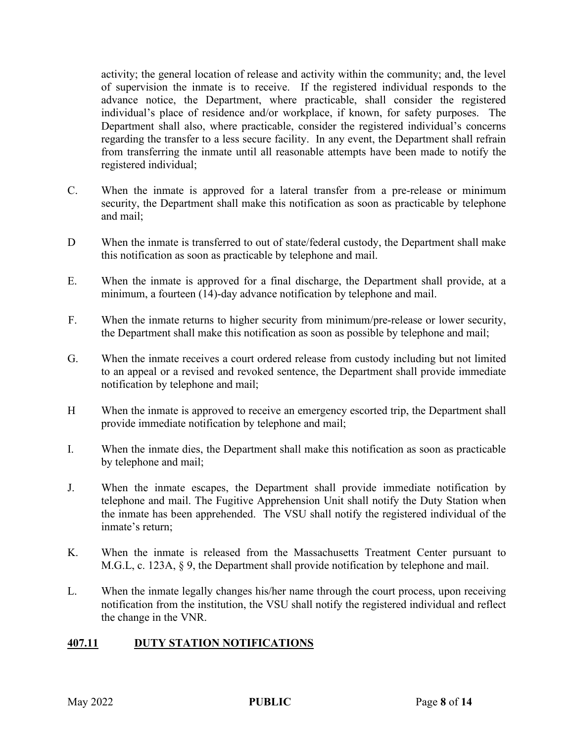activity; the general location of release and activity within the community; and, the level of supervision the inmate is to receive. If the registered individual responds to the advance notice, the Department, where practicable, shall consider the registered individual's place of residence and/or workplace, if known, for safety purposes. The Department shall also, where practicable, consider the registered individual's concerns regarding the transfer to a less secure facility. In any event, the Department shall refrain from transferring the inmate until all reasonable attempts have been made to notify the registered individual;

C. When the inmate is approved for a lateral transfer from a pre-release or minimum security, the Department shall make this notification as soon as practicable by telephone and mail;

D When the inmate is transferred to out of state/federal custody, the Department shall make this notification as soon as practicable by telephone and mail.

E. When the inmate is approved for a final discharge, the Department shall provide, at a minimum, a fourteen (14)-day advance notification by telephone and mail.

F. When the inmate returns to higher security from minimum/pre-release or lower security, the Department shall make this notification as soon as possible by telephone and mail;

G. When the inmate receives a court ordered release from custody including but not limited to an appeal or a revised and revoked sentence, the Department shall provide immediate notification by telephone and mail;

H When the inmate is approved to receive an emergency escorted trip, the Department shall provide immediate notification by telephone and mail;

I. When the inmate dies, the Department shall make this notification as soon as practicable by telephone and mail;

J. When the inmate escapes, the Department shall provide immediate notification by telephone and mail. The Fugitive Apprehension Unit shall notify the Duty Station when the inmate has been apprehended. The VSU shall notify the registered individual of the inmate's return;

K. When the inmate is released from the Massachusetts Treatment Center pursuant to M.G.L, c. 123A, § 9, the Department shall provide notification by telephone and mail.

L. When the inmate legally changes his/her name through the court process, upon receiving notification from the institution, the VSU shall notify the registered individual and reflect the change in the VNR.

## 407.11 DUTY STATION NOTIFICATIONS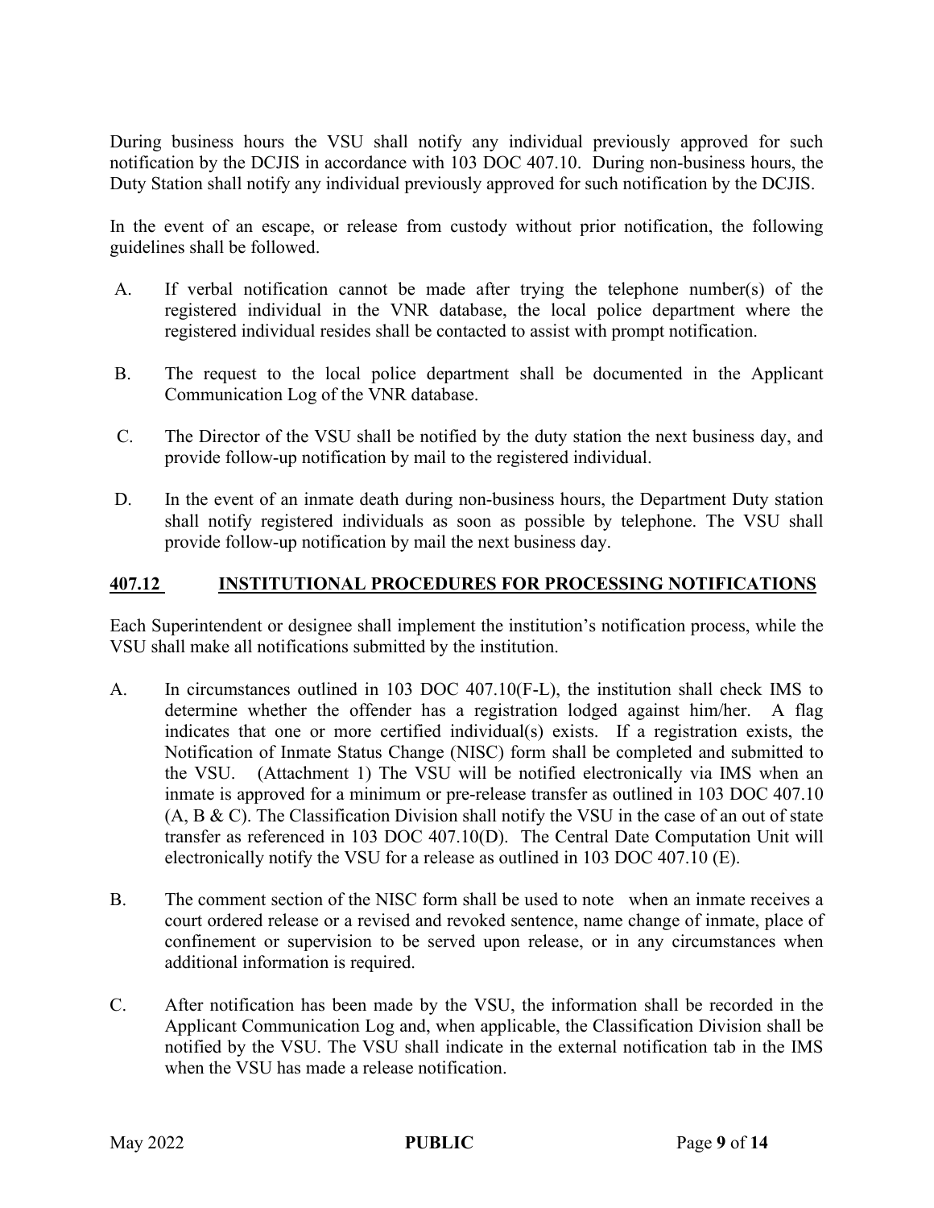During business hours the VSU shall notify any individual previously approved for such notification by the DCJIS in accordance with 103 DOC 407.10. During non-business hours, the Duty Station shall notify any individual previously approved for such notification by the DCJIS.

In the event of an escape, or release from custody without prior notification, the following guidelines shall be followed.

A. If verbal notification cannot be made after trying the telephone number(s) of the registered individual in the VNR database, the local police department where the registered individual resides shall be contacted to assist with prompt notification.

B. The request to the local police department shall be documented in the Applicant Communication Log of the VNR database.

C. The Director of the VSU shall be notified by the duty station the next business day, and provide follow-up notification by mail to the registered individual.

D. In the event of an inmate death during non-business hours, the Department Duty station shall notify registered individuals as soon as possible by telephone. The VSU shall provide follow-up notification by mail the next business day.

## **407.12 INSTITUTIONAL PROCEDURES FOR PROCESSING NOTIFICATIONS**

Each Superintendent or designee shall implement the institution's notification process, while the VSU shall make all notifications submitted by the institution.

A. In circumstances outlined in 103 DOC 407.10(F-L), the institution shall check IMS to determine whether the offender has a registration lodged against him/her. A flag indicates that one or more certified individual(s) exists. If a registration exists, the Notification of Inmate Status Change (NISC) form shall be completed and submitted to the VSU. (Attachment 1) The VSU will be notified electronically via IMS when an inmate is approved for a minimum or pre-release transfer as outlined in 103 DOC 407.10 (A, B & C). The Classification Division shall notify the VSU in the case of an out of state transfer as referenced in 103 DOC 407.10(D). The Central Date Computation Unit will electronically notify the VSU for a release as outlined in 103 DOC 407.10 (E).

B. The comment section of the NISC form shall be used to note when an inmate receives a court ordered release or a revised and revoked sentence, name change of inmate, place of confinement or supervision to be served upon release, or in any circumstances when additional information is required.

C. After notification has been made by the VSU, the information shall be recorded in the Applicant Communication Log and, when applicable, the Classification Division shall be notified by the VSU. The VSU shall indicate in the external notification tab in the IMS when the VSU has made a release notification.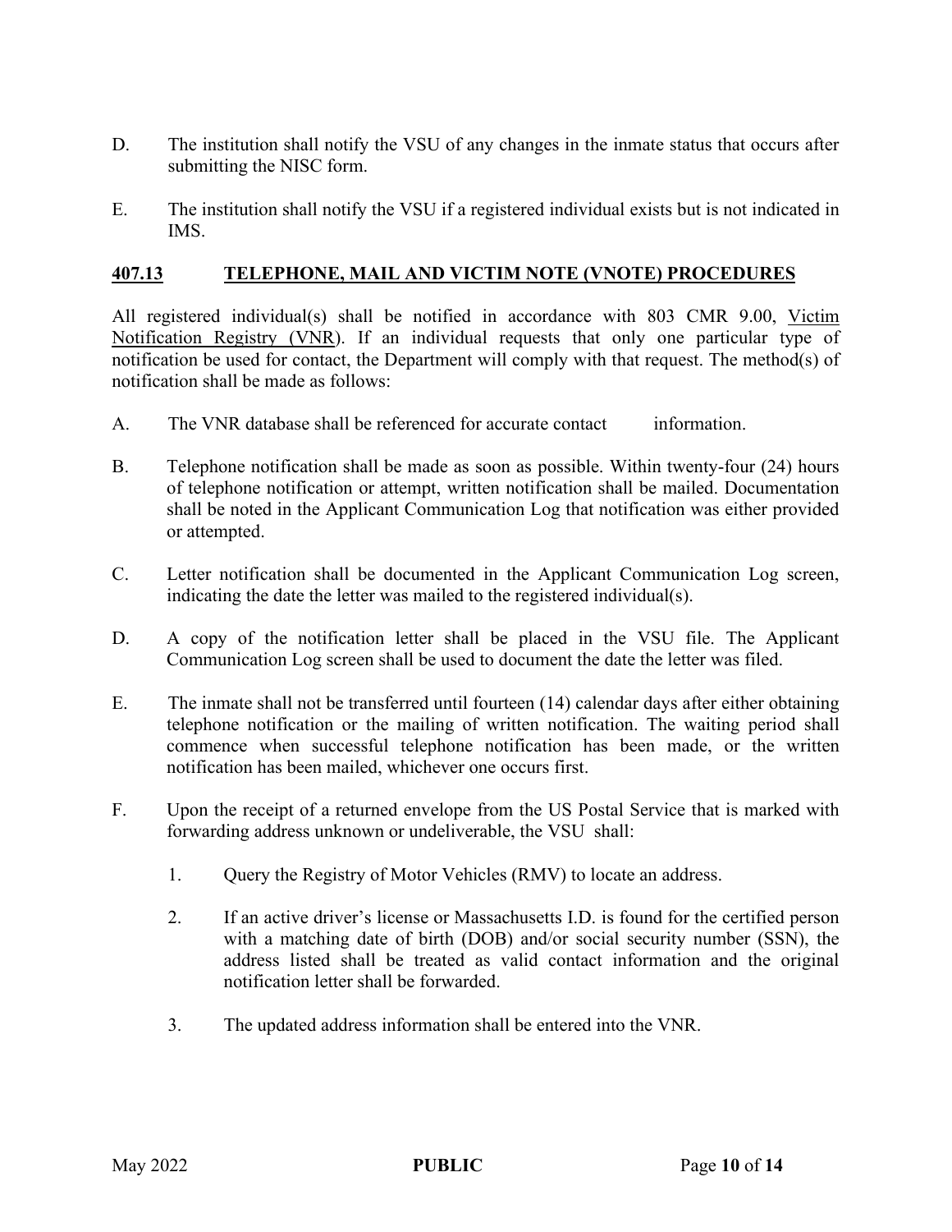D. The institution shall notify the VSU of any changes in the inmate status that occurs after submitting the NISC form.

E. The institution shall notify the VSU if a registered individual exists but is not indicated in IMS.

## 407.13 TELEPHONE, MAIL AND VICTIM NOTE (VNOTE) PROCEDURES

All registered individual(s) shall be notified in accordance with 803 CMR 9.00, Victim Notification Registry (VNR). If an individual requests that only one particular type of notification be used for contact, the Department will comply with that request. The method(s) of notification shall be made as follows:

A. The VNR database shall be referenced for accurate contact information.

B. Telephone notification shall be made as soon as possible. Within twenty-four (24) hours of telephone notification or attempt, written notification shall be mailed. Documentation shall be noted in the Applicant Communication Log that notification was either provided or attempted.

C. Letter notification shall be documented in the Applicant Communication Log screen, indicating the date the letter was mailed to the registered individual(s).

D. A copy of the notification letter shall be placed in the VSU file. The Applicant Communication Log screen shall be used to document the date the letter was filed.

E. The inmate shall not be transferred until fourteen (14) calendar days after either obtaining telephone notification or the mailing of written notification. The waiting period shall commence when successful telephone notification has been made, or the written notification has been mailed, whichever one occurs first.

F. Upon the receipt of a returned envelope from the US Postal Service that is marked with forwarding address unknown or undeliverable, the VSU shall:

   1. Query the Registry of Motor Vehicles (RMV) to locate an address.

   2. If an active driver's license or Massachusetts I.D. is found for the certified person with a matching date of birth (DOB) and/or social security number (SSN), the address listed shall be treated as valid contact information and the original notification letter shall be forwarded.

   3. The updated address information shall be entered into the VNR.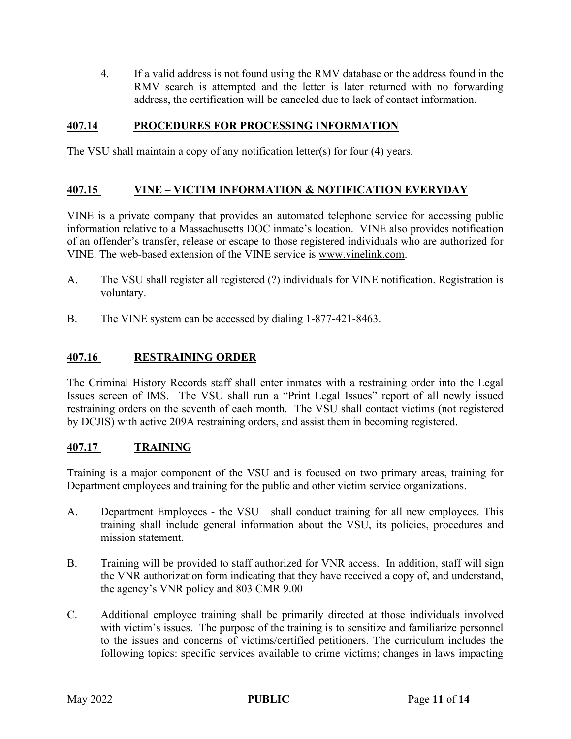4. If a valid address is not found using the RMV database or the address found in the RMV search is attempted and the letter is later returned with no forwarding address, the certification will be canceled due to lack of contact information.

## 407.14 PROCEDURES FOR PROCESSING INFORMATION

The VSU shall maintain a copy of any notification letter(s) for four (4) years.

## 407.15 VINE – VICTIM INFORMATION & NOTIFICATION EVERYDAY

VINE is a private company that provides an automated telephone service for accessing public information relative to a Massachusetts DOC inmate's location. VINE also provides notification of an offender's transfer, release or escape to those registered individuals who are authorized for VINE. The web-based extension of the VINE service is www.vinelink.com.

A. The VSU shall register all registered (?) individuals for VINE notification. Registration is voluntary.

B. The VINE system can be accessed by dialing 1-877-421-8463.

## 407.16 RESTRAINING ORDER

The Criminal History Records staff shall enter inmates with a restraining order into the Legal Issues screen of IMS. The VSU shall run a "Print Legal Issues" report of all newly issued restraining orders on the seventh of each month. The VSU shall contact victims (not registered by DCJIS) with active 209A restraining orders, and assist them in becoming registered.

## 407.17 TRAINING

Training is a major component of the VSU and is focused on two primary areas, training for Department employees and training for the public and other victim service organizations.

A. Department Employees - the VSU shall conduct training for all new employees. This training shall include general information about the VSU, its policies, procedures and mission statement.

B. Training will be provided to staff authorized for VNR access. In addition, staff will sign the VNR authorization form indicating that they have received a copy of, and understand, the agency's VNR policy and 803 CMR 9.00

C. Additional employee training shall be primarily directed at those individuals involved with victim's issues. The purpose of the training is to sensitize and familiarize personnel to the issues and concerns of victims/certified petitioners. The curriculum includes the following topics: specific services available to crime victims; changes in laws impacting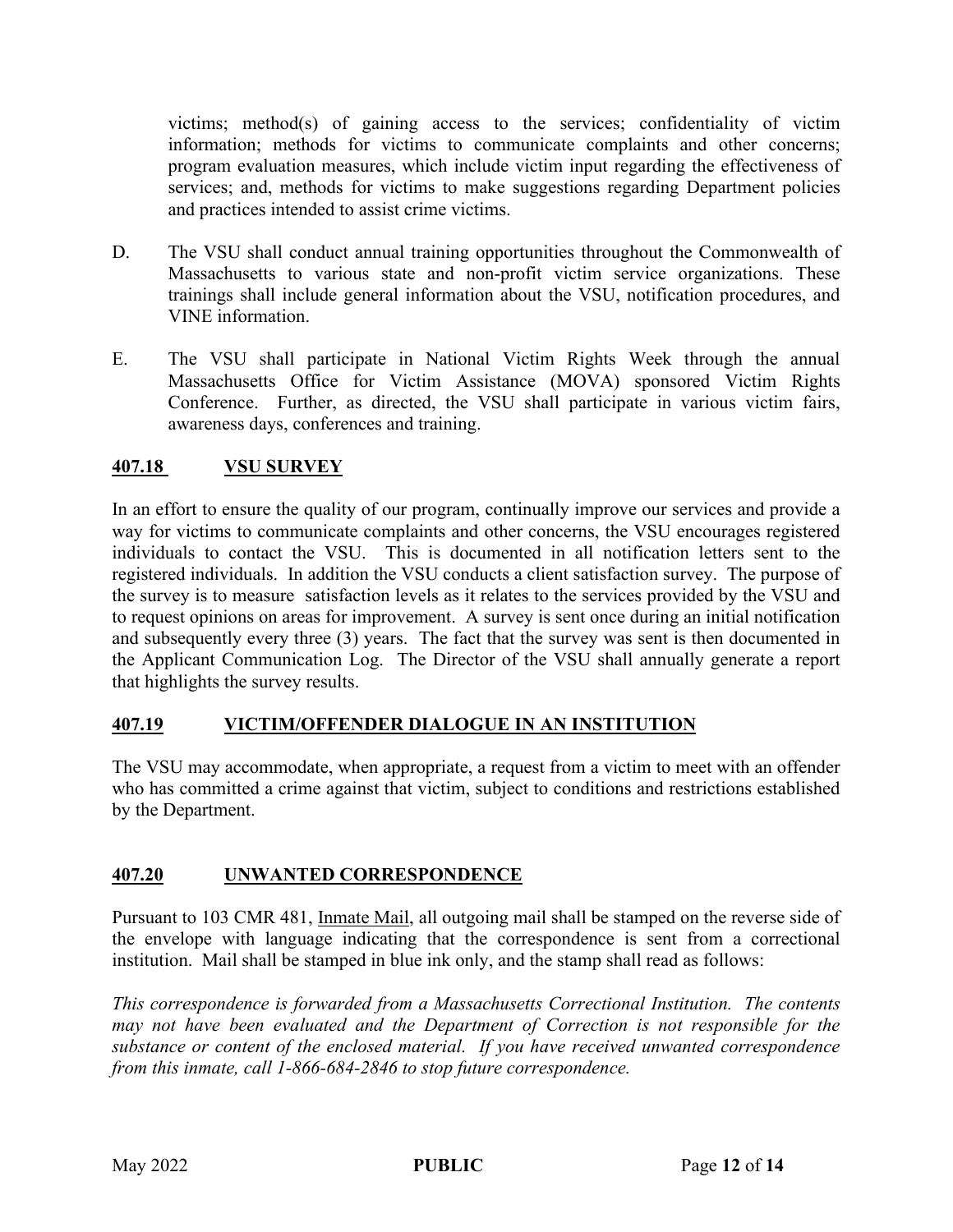victims; method(s) of gaining access to the services; confidentiality of victim information; methods for victims to communicate complaints and other concerns; program evaluation measures, which include victim input regarding the effectiveness of services; and, methods for victims to make suggestions regarding Department policies and practices intended to assist crime victims.

D. The VSU shall conduct annual training opportunities throughout the Commonwealth of Massachusetts to various state and non-profit victim service organizations. These trainings shall include general information about the VSU, notification procedures, and VINE information.

E. The VSU shall participate in National Victim Rights Week through the annual Massachusetts Office for Victim Assistance (MOVA) sponsored Victim Rights Conference. Further, as directed, the VSU shall participate in various victim fairs, awareness days, conferences and training.

## 407.18 VSU SURVEY

In an effort to ensure the quality of our program, continually improve our services and provide a way for victims to communicate complaints and other concerns, the VSU encourages registered individuals to contact the VSU. This is documented in all notification letters sent to the registered individuals. In addition the VSU conducts a client satisfaction survey. The purpose of the survey is to measure satisfaction levels as it relates to the services provided by the VSU and to request opinions on areas for improvement. A survey is sent once during an initial notification and subsequently every three (3) years. The fact that the survey was sent is then documented in the Applicant Communication Log. The Director of the VSU shall annually generate a report that highlights the survey results.

## 407.19 VICTIM/OFFENDER DIALOGUE IN AN INSTITUTION

The VSU may accommodate, when appropriate, a request from a victim to meet with an offender who has committed a crime against that victim, subject to conditions and restrictions established by the Department.

## 407.20 UNWANTED CORRESPONDENCE

Pursuant to 103 CMR 481, Inmate Mail, all outgoing mail shall be stamped on the reverse side of the envelope with language indicating that the correspondence is sent from a correctional institution. Mail shall be stamped in blue ink only, and the stamp shall read as follows:

*This correspondence is forwarded from a Massachusetts Correctional Institution. The contents may not have been evaluated and the Department of Correction is not responsible for the substance or content of the enclosed material. If you have received unwanted correspondence from this inmate, call 1-866-684-2846 to stop future correspondence.*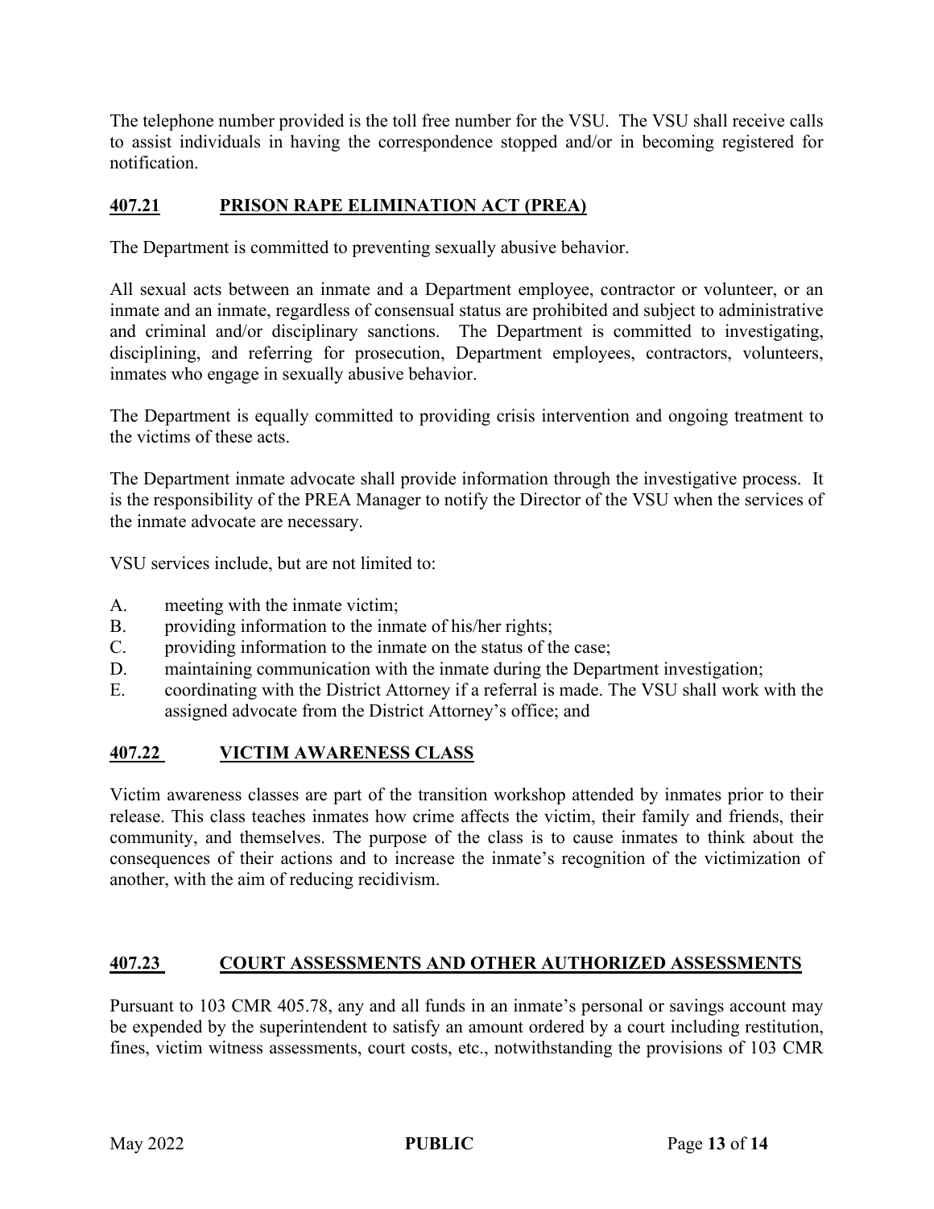The telephone number provided is the toll free number for the VSU. The VSU shall receive calls to assist individuals in having the correspondence stopped and/or in becoming registered for notification.

## 407.21 PRISON RAPE ELIMINATION ACT (PREA)

The Department is committed to preventing sexually abusive behavior.

All sexual acts between an inmate and a Department employee, contractor or volunteer, or an inmate and an inmate, regardless of consensual status are prohibited and subject to administrative and criminal and/or disciplinary sanctions. The Department is committed to investigating, disciplining, and referring for prosecution, Department employees, contractors, volunteers, inmates who engage in sexually abusive behavior.

The Department is equally committed to providing crisis intervention and ongoing treatment to the victims of these acts.

The Department inmate advocate shall provide information through the investigative process. It is the responsibility of the PREA Manager to notify the Director of the VSU when the services of the inmate advocate are necessary.

VSU services include, but are not limited to:

A. meeting with the inmate victim;
B. providing information to the inmate of his/her rights;
C. providing information to the inmate on the status of the case;
D. maintaining communication with the inmate during the Department investigation;
E. coordinating with the District Attorney if a referral is made. The VSU shall work with the assigned advocate from the District Attorney's office; and

## 407.22 VICTIM AWARENESS CLASS

Victim awareness classes are part of the transition workshop attended by inmates prior to their release. This class teaches inmates how crime affects the victim, their family and friends, their community, and themselves. The purpose of the class is to cause inmates to think about the consequences of their actions and to increase the inmate's recognition of the victimization of another, with the aim of reducing recidivism.

## 407.23 COURT ASSESSMENTS AND OTHER AUTHORIZED ASSESSMENTS

Pursuant to 103 CMR 405.78, any and all funds in an inmate's personal or savings account may be expended by the superintendent to satisfy an amount ordered by a court including restitution, fines, victim witness assessments, court costs, etc., notwithstanding the provisions of 103 CMR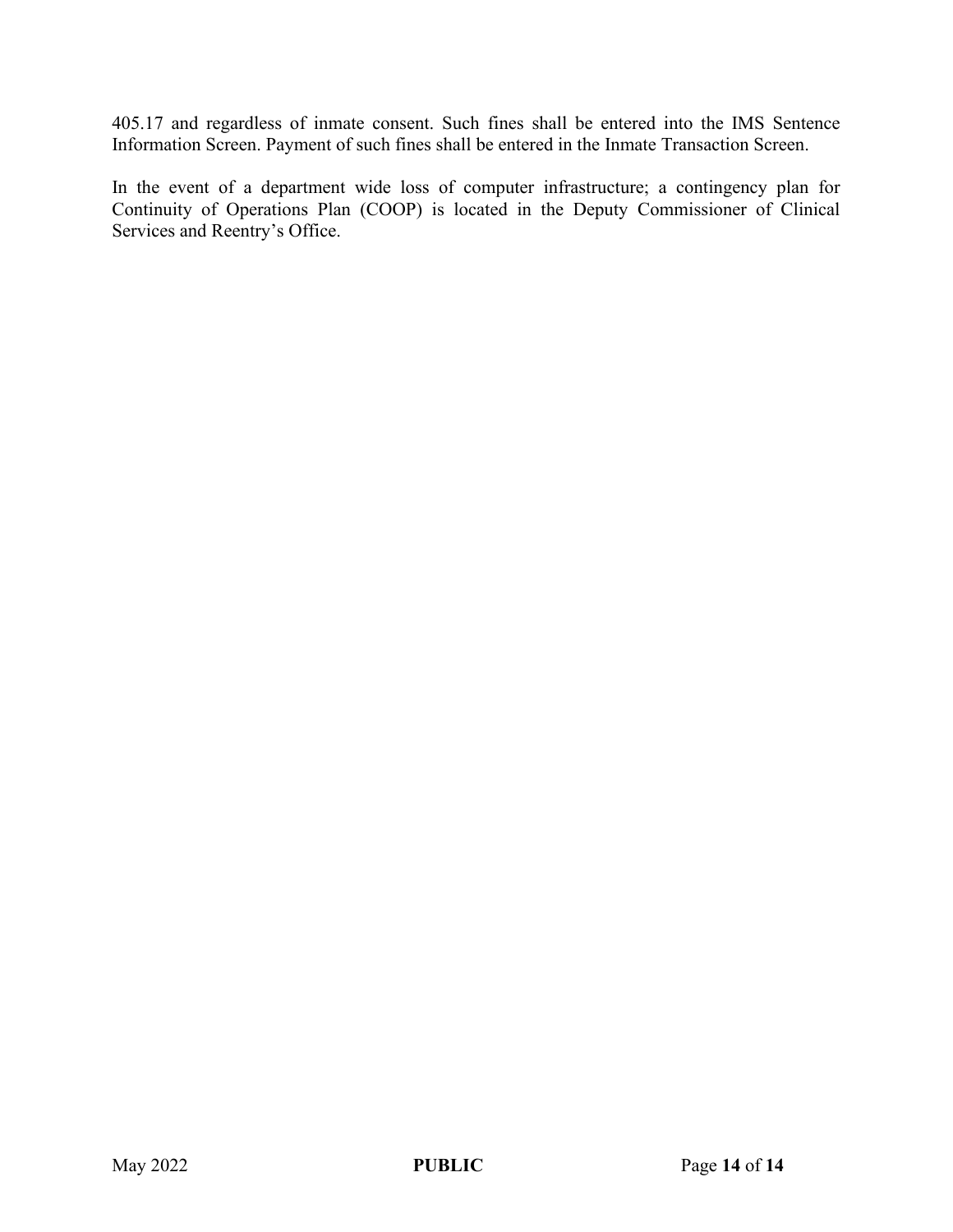405.17 and regardless of inmate consent. Such fines shall be entered into the IMS Sentence Information Screen. Payment of such fines shall be entered in the Inmate Transaction Screen.

In the event of a department wide loss of computer infrastructure; a contingency plan for Continuity of Operations Plan (COOP) is located in the Deputy Commissioner of Clinical Services and Reentry's Office.